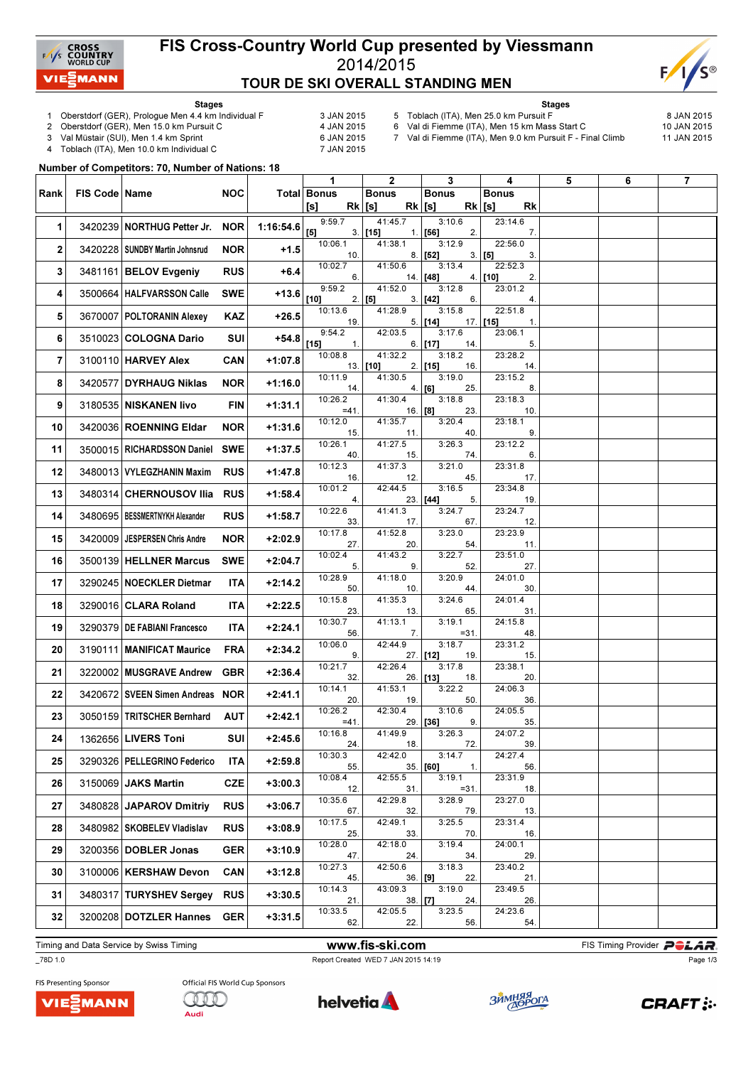# FIS Cross-Country World Cup presented by Viessmann

## 2014/2015

## TOUR DE SKI OVERALL STANDING MEN

**Stages**

1. Oberstdorf (GER), Prologue Men 4.4 km Individual F — 3 JAN 2015
2. Oberstdorf (GER), Men 15.0 km Pursuit C — 4 JAN 2015
3. Val Müstair (SUI), Men 1.4 km Sprint — 6 JAN 2015
4. Toblach (ITA), Men 10.0 km Individual C — 7 JAN 2015
5. Toblach (ITA), Men 25.0 km Pursuit F — 8 JAN 2015
6. Val di Fiemme (ITA), Men 15 km Mass Start C — 10 JAN 2015
7. Val di Fiemme (ITA), Men 9.0 km Pursuit F - Final Climb — 11 JAN 2015

**Number of Competitors: 70, Number of Nations: 18**

| Rank | FIS Code | Name | NOC | Total | 1 Time | 1 Bonus [s] | 1 Rk | 2 Time | 2 Bonus [s] | 2 Rk | 3 Time | 3 Bonus [s] | 3 Rk | 4 Time | 4 Bonus [s] | 4 Rk | 5 | 6 | 7 |
|---|---|---|---|---|---|---|---|---|---|---|---|---|---|---|---|---|---|---|---|
| 1 | 3420239 | NORTHUG Petter Jr. | NOR | 1:16:54.6 | 9:59.7 | [5] | 3. | 41:45.7 | [15] | 1. | 3:10.6 | [56] | 2. | 23:14.6 | | 7. | | | |
| 2 | 3420228 | SUNDBY Martin Johnsrud | NOR | +1.5 | 10:06.1 | | 10. | 41:38.1 | | 8. | 3:12.9 | [52] | 3. | 22:56.0 | [5] | 3. | | | |
| 3 | 3481161 | BELOV Evgeniy | RUS | +6.4 | 10:02.7 | | 6. | 41:50.6 | | 14. | 3:13.4 | [48] | 4. | 22:52.3 | [10] | 2. | | | |
| 4 | 3500664 | HALFVARSSON Calle | SWE | +13.6 | 9:59.2 | [10] | 2. | 41:52.0 | [5] | 3. | 3:12.8 | [42] | 6. | 23:01.2 | | 4. | | | |
| 5 | 3670007 | POLTORANIN Alexey | KAZ | +26.5 | 10:13.6 | | 19. | 41:28.9 | | 5. | 3:15.8 | [14] | 17. | 22:51.8 | [15] | 1. | | | |
| 6 | 3510023 | COLOGNA Dario | SUI | +54.8 | 9:54.2 | [15] | 1. | 42:03.5 | | 6. | 3:17.6 | [17] | 14. | 23:06.1 | | 5. | | | |
| 7 | 3100110 | HARVEY Alex | CAN | +1:07.8 | 10:08.8 | | 13. | 41:32.2 | [10] | 2. | 3:18.2 | [15] | 16. | 23:28.2 | | 14. | | | |
| 8 | 3420577 | DYRHAUG Niklas | NOR | +1:16.0 | 10:11.9 | | 14. | 41:30.5 | | 4. | 3:19.0 | [6] | 25. | 23:15.2 | | 8. | | | |
| 9 | 3180535 | NISKANEN Iivo | FIN | +1:31.1 | 10:26.2 | | =41. | 41:30.4 | | 16. | 3:18.8 | [8] | 23. | 23:18.3 | | 10. | | | |
| 10 | 3420036 | ROENNING Eldar | NOR | +1:31.6 | 10:12.0 | | 15. | 41:35.7 | | 11. | 3:20.4 | | 40. | 23:18.1 | | 9. | | | |
| 11 | 3500015 | RICHARDSSON Daniel | SWE | +1:37.5 | 10:26.1 | | 40. | 41:27.5 | | 15. | 3:26.3 | | 74. | 23:12.2 | | 6. | | | |
| 12 | 3480013 | VYLEGZHANIN Maxim | RUS | +1:47.8 | 10:12.3 | | 16. | 41:37.3 | | 12. | 3:21.0 | | 45. | 23:31.8 | | 17. | | | |
| 13 | 3480314 | CHERNOUSOV Ilia | RUS | +1:58.4 | 10:01.2 | | 4. | 42:44.5 | | 23. | 3:16.5 | [44] | 5. | 23:34.8 | | 19. | | | |
| 14 | 3480695 | BESSMERTNYKH Alexander | RUS | +1:58.7 | 10:22.6 | | 33. | 41:41.3 | | 17. | 3:24.7 | | 67. | 23:24.7 | | 12. | | | |
| 15 | 3420009 | JESPERSEN Chris Andre | NOR | +2:02.9 | 10:17.8 | | 27. | 41:52.8 | | 20. | 3:23.0 | | 54. | 23:23.9 | | 11. | | | |
| 16 | 3500139 | HELLNER Marcus | SWE | +2:04.7 | 10:02.4 | | 5. | 41:43.2 | | 9. | 3:22.7 | | 52. | 23:51.0 | | 27. | | | |
| 17 | 3290245 | NOECKLER Dietmar | ITA | +2:14.2 | 10:28.9 | | 50. | 41:18.0 | | 10. | 3:20.9 | | 44. | 24:01.0 | | 30. | | | |
| 18 | 3290016 | CLARA Roland | ITA | +2:22.5 | 10:15.8 | | 23. | 41:35.3 | | 13. | 3:24.6 | | 65. | 24:01.4 | | 31. | | | |
| 19 | 3290379 | DE FABIANI Francesco | ITA | +2:24.1 | 10:30.7 | | 56. | 41:13.1 | | 7. | 3:19.1 | | =31. | 24:15.8 | | 48. | | | |
| 20 | 3190111 | MANIFICAT Maurice | FRA | +2:34.2 | 10:06.0 | | 9. | 42:44.9 | | 27. | 3:18.7 | [12] | 19. | 23:31.2 | | 15. | | | |
| 21 | 3220002 | MUSGRAVE Andrew | GBR | +2:36.4 | 10:21.7 | | 32. | 42:26.4 | | 26. | 3:17.8 | [13] | 18. | 23:38.1 | | 20. | | | |
| 22 | 3420672 | SVEEN Simen Andreas | NOR | +2:41.1 | 10:14.1 | | 20. | 41:53.1 | | 19. | 3:22.2 | | 50. | 24:06.3 | | 36. | | | |
| 23 | 3050159 | TRITSCHER Bernhard | AUT | +2:42.1 | 10:26.2 | | =41. | 42:30.4 | | 29. | 3:10.6 | [36] | 9. | 24:05.5 | | 35. | | | |
| 24 | 1362656 | LIVERS Toni | SUI | +2:45.6 | 10:16.8 | | 24. | 41:49.9 | | 18. | 3:26.3 | | 72. | 24:07.2 | | 39. | | | |
| 25 | 3290326 | PELLEGRINO Federico | ITA | +2:59.8 | 10:30.3 | | 55. | 42:42.0 | | 35. | 3:14.7 | [60] | 1. | 24:27.4 | | 56. | | | |
| 26 | 3150069 | JAKS Martin | CZE | +3:00.3 | 10:08.4 | | 12. | 42:55.5 | | 31. | 3:19.1 | | =31. | 23:31.9 | | 18. | | | |
| 27 | 3480828 | JAPAROV Dmitriy | RUS | +3:06.7 | 10:35.6 | | 67. | 42:29.8 | | 32. | 3:28.9 | | 79. | 23:27.0 | | 13. | | | |
| 28 | 3480982 | SKOBELEV Vladislav | RUS | +3:08.9 | 10:17.5 | | 25. | 42:49.1 | | 33. | 3:25.5 | | 70. | 23:31.4 | | 16. | | | |
| 29 | 3200356 | DOBLER Jonas | GER | +3:10.9 | 10:28.0 | | 47. | 42:18.0 | | 24. | 3:19.4 | | 34. | 24:00.1 | | 29. | | | |
| 30 | 3100006 | KERSHAW Devon | CAN | +3:12.8 | 10:27.3 | | 45. | 42:50.6 | | 36. | 3:18.3 | [9] | 22. | 23:40.2 | | 21. | | | |
| 31 | 3480317 | TURYSHEV Sergey | RUS | +3:30.5 | 10:14.3 | | 21. | 43:09.3 | | 38. | 3:19.0 | [7] | 24. | 23:49.5 | | 26. | | | |
| 32 | 3200208 | DOTZLER Hannes | GER | +3:31.5 | 10:33.5 | | 62. | 42:05.5 | | 22. | 3:23.5 | | 56. | 24:23.6 | | 54. | | | |

Timing and Data Service by Swiss Timing — www.fis-ski.com — FIS Timing Provider POLAR

_78D 1.0 — Report Created WED 7 JAN 2015 14:19

FIS Presenting Sponsor: VIESSMANN — Official FIS World Cup Sponsors: Audi, helvetia, Зимняя Дорога, CRAFT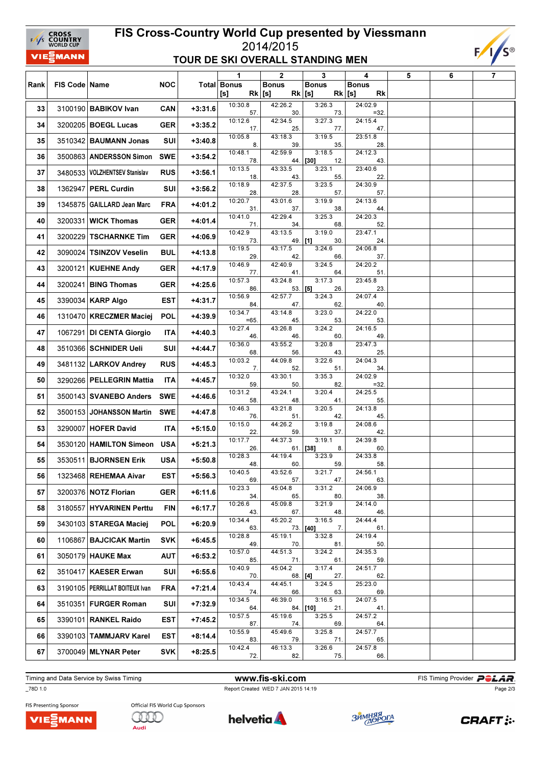# FIS Cross-Country World Cup presented by Viessmann

2014/2015

## TOUR DE SKI OVERALL STANDING MEN

| Rank | FIS Code | Name | NOC | Total | 1 Bonus [s] | 1 Rk | 2 Bonus [s] | 2 Rk | 3 Bonus [s] | 3 Rk | 4 Bonus [s] | 4 Rk | 5 | 6 | 7 |
|---|---|---|---|---|---|---|---|---|---|---|---|---|---|---|---|
| 33 | 3100190 | BABIKOV Ivan | CAN | +3:31.6 | 10:30.8 | 57. | 42:26.2 | 30. | 3:26.3 | 73. | 24:02.9 | =32. | | | |
| 34 | 3200205 | BOEGL Lucas | GER | +3:35.2 | 10:12.6 | 17. | 42:34.5 | 25. | 3:27.3 | 77. | 24:15.4 | 47. | | | |
| 35 | 3510342 | BAUMANN Jonas | SUI | +3:40.8 | 10:05.8 | 8. | 43:18.3 | 39. | 3:19.5 | 35. | 23:51.8 | 28. | | | |
| 36 | 3500863 | ANDERSSON Simon | SWE | +3:54.2 | 10:48.1 | 78. | 42:59.9 | 44. | [30] 3:18.5 | 12. | 24:12.3 | 43. | | | |
| 37 | 3480533 | VOLZHENTSEV Stanislav | RUS | +3:56.1 | 10:13.5 | 18. | 43:33.5 | 43. | 3:23.1 | 55. | 23:40.6 | 22. | | | |
| 38 | 1362947 | PERL Curdin | SUI | +3:56.2 | 10:18.9 | 28. | 42:37.5 | 28. | 3:23.5 | 57. | 24:30.9 | 57. | | | |
| 39 | 1345875 | GAILLARD Jean Marc | FRA | +4:01.2 | 10:20.7 | 31. | 43:01.6 | 37. | 3:19.9 | 38. | 24:13.6 | 44. | | | |
| 40 | 3200331 | WICK Thomas | GER | +4:01.4 | 10:41.0 | 71. | 42:29.4 | 34. | 3:25.3 | 68. | 24:20.3 | 52. | | | |
| 41 | 3200229 | TSCHARNKE Tim | GER | +4:06.9 | 10:42.9 | 73. | 43:13.5 | 49. | [1] 3:19.0 | 30. | 23:47.1 | 24. | | | |
| 42 | 3090024 | TSINZOV Veselin | BUL | +4:13.8 | 10:19.5 | 29. | 43:17.5 | 42. | 3:24.6 | 66. | 24:06.8 | 37. | | | |
| 43 | 3200121 | KUEHNE Andy | GER | +4:17.9 | 10:46.9 | 77. | 42:40.9 | 41. | 3:24.5 | 64. | 24:20.2 | 51. | | | |
| 44 | 3200241 | BING Thomas | GER | +4:25.6 | 10:57.3 | 86. | 43:24.8 | 53. | [5] 3:17.3 | 26. | 23:45.8 | 23. | | | |
| 45 | 3390034 | KARP Algo | EST | +4:31.7 | 10:56.9 | 84. | 42:57.7 | 47. | 3:24.3 | 62. | 24:07.4 | 40. | | | |
| 46 | 1310470 | KRECZMER Maciej | POL | +4:39.9 | 10:34.7 | =65. | 43:14.8 | 45. | 3:23.0 | 53. | 24:22.0 | 53. | | | |
| 47 | 1067291 | DI CENTA Giorgio | ITA | +4:40.3 | 10:27.4 | 46. | 43:26.8 | 46. | 3:24.2 | 60. | 24:16.5 | 49. | | | |
| 48 | 3510366 | SCHNIDER Ueli | SUI | +4:44.7 | 10:36.0 | 68. | 43:55.2 | 56. | 3:20.8 | 43. | 23:47.3 | 25. | | | |
| 49 | 3481132 | LARKOV Andrey | RUS | +4:45.3 | 10:03.2 | 7. | 44:09.8 | 52. | 3:22.6 | 51. | 24:04.3 | 34. | | | |
| 50 | 3290266 | PELLEGRIN Mattia | ITA | +4:45.7 | 10:32.0 | 59. | 43:30.1 | 50. | 3:35.3 | 82. | 24:02.9 | =32. | | | |
| 51 | 3500143 | SVANEBO Anders | SWE | +4:46.6 | 10:31.2 | 58. | 43:24.1 | 48. | 3:20.4 | 41. | 24:25.5 | 55. | | | |
| 52 | 3500153 | JOHANSSON Martin | SWE | +4:47.8 | 10:46.3 | 76. | 43:21.8 | 51. | 3:20.5 | 42. | 24:13.8 | 45. | | | |
| 53 | 3290007 | HOFER David | ITA | +5:15.0 | 10:15.0 | 22. | 44:26.2 | 59. | 3:19.8 | 37. | 24:08.6 | 42. | | | |
| 54 | 3530120 | HAMILTON Simeon | USA | +5:21.3 | 10:17.7 | 26. | 44:37.3 | 61. | [38] 3:19.1 | 8. | 24:39.8 | 60. | | | |
| 55 | 3530511 | BJORNSEN Erik | USA | +5:50.8 | 10:28.3 | 48. | 44:19.4 | 60. | 3:23.9 | 59. | 24:33.8 | 58. | | | |
| 56 | 1323468 | REHEMAA Aivar | EST | +5:56.3 | 10:40.5 | 69. | 43:52.6 | 57. | 3:21.7 | 47. | 24:56.1 | 63. | | | |
| 57 | 3200376 | NOTZ Florian | GER | +6:11.6 | 10:23.3 | 34. | 45:04.8 | 65. | 3:31.2 | 80. | 24:06.9 | 38. | | | |
| 58 | 3180557 | HYVARINEN Perttu | FIN | +6:17.7 | 10:26.6 | 43. | 45:09.8 | 67. | 3:21.9 | 48. | 24:14.0 | 46. | | | |
| 59 | 3430103 | STAREGA Maciej | POL | +6:20.9 | 10:34.4 | 63. | 45:20.2 | 73. | [40] 3:16.5 | 7. | 24:44.4 | 61. | | | |
| 60 | 1106867 | BAJCICAK Martin | SVK | +6:45.5 | 10:28.8 | 49. | 45:19.1 | 70. | 3:32.8 | 81. | 24:19.4 | 50. | | | |
| 61 | 3050179 | HAUKE Max | AUT | +6:53.2 | 10:57.0 | 85. | 44:51.3 | 71. | 3:24.2 | 61. | 24:35.3 | 59. | | | |
| 62 | 3510417 | KAESER Erwan | SUI | +6:55.6 | 10:40.9 | 70. | 45:04.2 | 68. | [4] 3:17.4 | 27. | 24:51.7 | 62. | | | |
| 63 | 3190105 | PERRILLAT BOITEUX Ivan | FRA | +7:21.4 | 10:43.4 | 74. | 44:45.1 | 66. | 3:24.5 | 63. | 25:23.0 | 69. | | | |
| 64 | 3510351 | FURGER Roman | SUI | +7:32.9 | 10:34.5 | 64. | 46:39.0 | 84. | [10] 3:16.5 | 21. | 24:07.5 | 41. | | | |
| 65 | 3390101 | RANKEL Raido | EST | +7:45.2 | 10:57.5 | 87. | 45:19.6 | 74. | 3:25.5 | 69. | 24:57.2 | 64. | | | |
| 66 | 3390103 | TAMMJARV Karel | EST | +8:14.4 | 10:55.9 | 83. | 45:49.6 | 79. | 3:25.8 | 71. | 24:57.7 | 65. | | | |
| 67 | 3700049 | MLYNAR Peter | SVK | +8:25.5 | 10:42.4 | 72. | 46:13.3 | 82. | 3:26.6 | 75. | 24:57.8 | 66. | | | |

Timing and Data Service by Swiss Timing — www.fis-ski.com — FIS Timing Provider POLAR

_78D 1.0 — Report Created WED 7 JAN 2015 14:19

FIS Presenting Sponsor: VIESSMANN — Official FIS World Cup Sponsors: Audi, helvetia, Зимняя дорога, CRAFT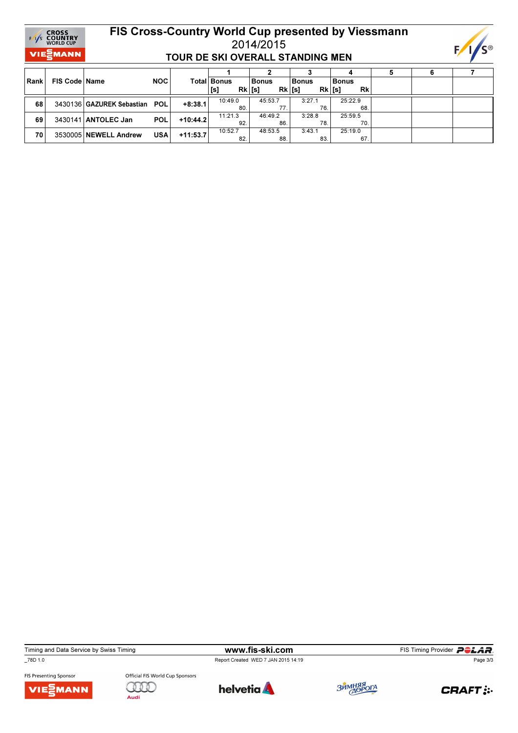# FIS Cross-Country World Cup presented by Viessmann

2014/2015

## TOUR DE SKI OVERALL STANDING MEN

| Rank | FIS Code | Name | NOC | Total | 1 Bonus [s] Rk | 2 Bonus [s] Rk | 3 Bonus [s] Rk | 4 Bonus [s] Rk | 5 | 6 | 7 |
|---|---|---|---|---|---|---|---|---|---|---|---|
| 68 | 3430136 | **GAZUREK Sebastian** | POL | +8:38.1 | 10:49.0 80. | 45:53.7 77. | 3:27.1 76. | 25:22.9 68. | | | |
| 69 | 3430141 | **ANTOLEC Jan** | POL | +10:44.2 | 11:21.3 92. | 46:49.2 86. | 3:28.8 78. | 25:59.5 70. | | | |
| 70 | 3530005 | **NEWELL Andrew** | USA | +11:53.7 | 10:52.7 82. | 48:53.5 88. | 3:43.1 83. | 25:19.0 67. | | | |

Timing and Data Service by Swiss Timing | www.fis-ski.com | FIS Timing Provider POLAR

_78D 1.0 | Report Created WED 7 JAN 2015 14:19

FIS Presenting Sponsor: VIESMANN | Official FIS World Cup Sponsors: Audi, helvetia, Зимняя дорога, CRAFT